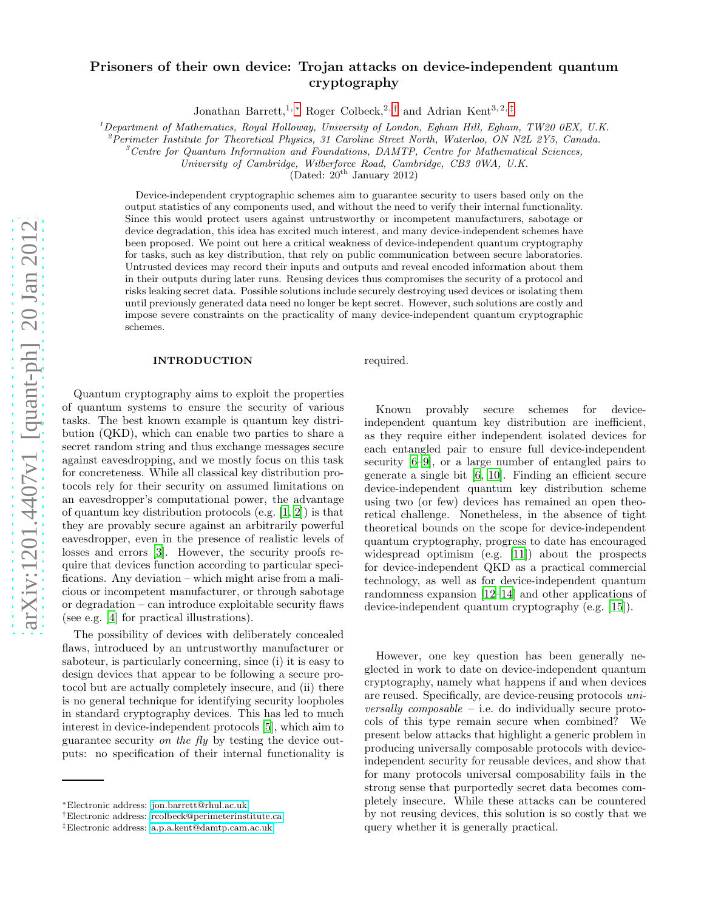# Prisoners of their own device: Trojan attacks on device-independent quantum cryptography

Jonathan Barrett,[1,*] Roger Colbeck,[2,†] and Adrian Kent[3,2,‡]

[1]*Department of Mathematics, Royal Holloway, University of London, Egham Hill, Egham, TW20 0EX, U.K.*
[2]*Perimeter Institute for Theoretical Physics, 31 Caroline Street North, Waterloo, ON N2L 2Y5, Canada.*
[3]*Centre for Quantum Information and Foundations, DAMTP, Centre for Mathematical Sciences, University of Cambridge, Wilberforce Road, Cambridge, CB3 0WA, U.K.*

(Dated: 20th January 2012)

Device-independent cryptographic schemes aim to guarantee security to users based only on the output statistics of any components used, and without the need to verify their internal functionality. Since this would protect users against untrustworthy or incompetent manufacturers, sabotage or device degradation, this idea has excited much interest, and many device-independent schemes have been proposed. We point out here a critical weakness of device-independent quantum cryptography for tasks, such as key distribution, that rely on public communication between secure laboratories. Untrusted devices may record their inputs and outputs and reveal encoded information about them in their outputs during later runs. Reusing devices thus compromises the security of a protocol and risks leaking secret data. Possible solutions include securely destroying used devices or isolating them until previously generated data need no longer be kept secret. However, such solutions are costly and impose severe constraints on the practicality of many device-independent quantum cryptographic schemes.

## INTRODUCTION

Quantum cryptography aims to exploit the properties of quantum systems to ensure the security of various tasks. The best known example is quantum key distribution (QKD), which can enable two parties to share a secret random string and thus exchange messages secure against eavesdropping, and we mostly focus on this task for concreteness. While all classical key distribution protocols rely for their security on assumed limitations on an eavesdropper's computational power, the advantage of quantum key distribution protocols (e.g. [1, 2]) is that they are provably secure against an arbitrarily powerful eavesdropper, even in the presence of realistic levels of losses and errors [3]. However, the security proofs require that devices function according to particular specifications. Any deviation – which might arise from a malicious or incompetent manufacturer, or through sabotage or degradation – can introduce exploitable security flaws (see e.g. [4] for practical illustrations).

The possibility of devices with deliberately concealed flaws, introduced by an untrustworthy manufacturer or saboteur, is particularly concerning, since (i) it is easy to design devices that appear to be following a secure protocol but are actually completely insecure, and (ii) there is no general technique for identifying security loopholes in standard cryptography devices. This has led to much interest in device-independent protocols [5], which aim to guarantee security *on the fly* by testing the device outputs: no specification of their internal functionality is required.

Known provably secure schemes for device-independent quantum key distribution are inefficient, as they require either independent isolated devices for each entangled pair to ensure full device-independent security [6–9], or a large number of entangled pairs to generate a single bit [6, 10]. Finding an efficient secure device-independent quantum key distribution scheme using two (or few) devices has remained an open theoretical challenge. Nonetheless, in the absence of tight theoretical bounds on the scope for device-independent quantum cryptography, progress to date has encouraged widespread optimism (e.g. [11]) about the prospects for device-independent QKD as a practical commercial technology, as well as for device-independent quantum randomness expansion [12–14] and other applications of device-independent quantum cryptography (e.g. [15]).

However, one key question has been generally neglected in work to date on device-independent quantum cryptography, namely what happens if and when devices are reused. Specifically, are device-reusing protocols *universally composable* – i.e. do individually secure protocols of this type remain secure when combined? We present below attacks that highlight a generic problem in producing universally composable protocols with device-independent security for reusable devices, and show that for many protocols universal composability fails in the strong sense that purportedly secret data becomes completely insecure. While these attacks can be countered by not reusing devices, this solution is so costly that we query whether it is generally practical.

*Electronic address: jon.barrett@rhul.ac.uk
†Electronic address: rcolbeck@perimeterinstitute.ca
‡Electronic address: a.p.a.kent@damtp.cam.ac.uk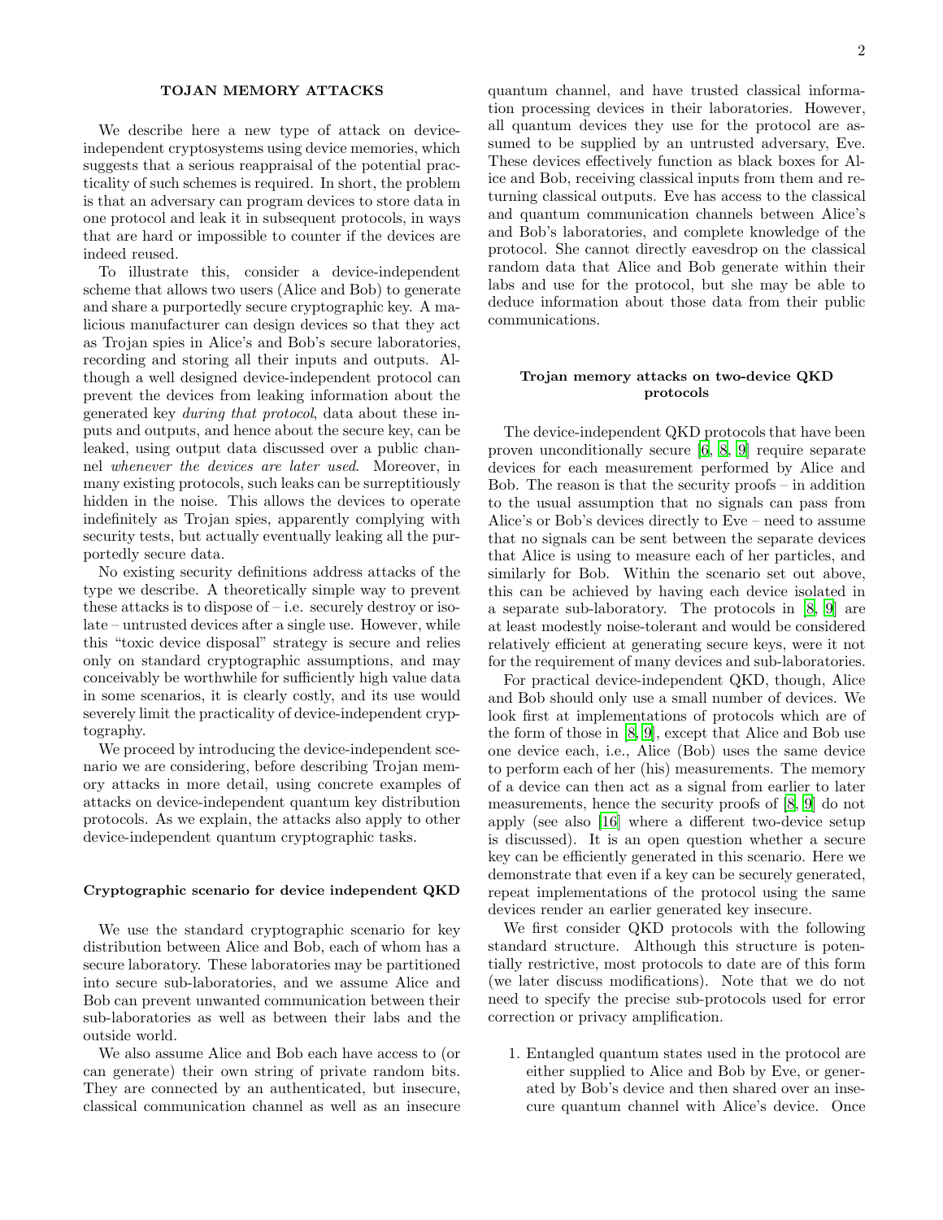## TOJAN MEMORY ATTACKS

We describe here a new type of attack on device-independent cryptosystems using device memories, which suggests that a serious reappraisal of the potential practicality of such schemes is required. In short, the problem is that an adversary can program devices to store data in one protocol and leak it in subsequent protocols, in ways that are hard or impossible to counter if the devices are indeed reused.

To illustrate this, consider a device-independent scheme that allows two users (Alice and Bob) to generate and share a purportedly secure cryptographic key. A malicious manufacturer can design devices so that they act as Trojan spies in Alice's and Bob's secure laboratories, recording and storing all their inputs and outputs. Although a well designed device-independent protocol can prevent the devices from leaking information about the generated key *during that protocol*, data about these inputs and outputs, and hence about the secure key, can be leaked, using output data discussed over a public channel *whenever the devices are later used*. Moreover, in many existing protocols, such leaks can be surreptitiously hidden in the noise. This allows the devices to operate indefinitely as Trojan spies, apparently complying with security tests, but actually eventually leaking all the purportedly secure data.

No existing security definitions address attacks of the type we describe. A theoretically simple way to prevent these attacks is to dispose of – i.e. securely destroy or isolate – untrusted devices after a single use. However, while this "toxic device disposal" strategy is secure and relies only on standard cryptographic assumptions, and may conceivably be worthwhile for sufficiently high value data in some scenarios, it is clearly costly, and its use would severely limit the practicality of device-independent cryptography.

We proceed by introducing the device-independent scenario we are considering, before describing Trojan memory attacks in more detail, using concrete examples of attacks on device-independent quantum key distribution protocols. As we explain, the attacks also apply to other device-independent quantum cryptographic tasks.

### Cryptographic scenario for device independent QKD

We use the standard cryptographic scenario for key distribution between Alice and Bob, each of whom has a secure laboratory. These laboratories may be partitioned into secure sub-laboratories, and we assume Alice and Bob can prevent unwanted communication between their sub-laboratories as well as between their labs and the outside world.

We also assume Alice and Bob each have access to (or can generate) their own string of private random bits. They are connected by an authenticated, but insecure, classical communication channel as well as an insecure quantum channel, and have trusted classical information processing devices in their laboratories. However, all quantum devices they use for the protocol are assumed to be supplied by an untrusted adversary, Eve. These devices effectively function as black boxes for Alice and Bob, receiving classical inputs from them and returning classical outputs. Eve has access to the classical and quantum communication channels between Alice's and Bob's laboratories, and complete knowledge of the protocol. She cannot directly eavesdrop on the classical random data that Alice and Bob generate within their labs and use for the protocol, but she may be able to deduce information about those data from their public communications.

### Trojan memory attacks on two-device QKD protocols

The device-independent QKD protocols that have been proven unconditionally secure [6, 8, 9] require separate devices for each measurement performed by Alice and Bob. The reason is that the security proofs – in addition to the usual assumption that no signals can pass from Alice's or Bob's devices directly to Eve – need to assume that no signals can be sent between the separate devices that Alice is using to measure each of her particles, and similarly for Bob. Within the scenario set out above, this can be achieved by having each device isolated in a separate sub-laboratory. The protocols in [8, 9] are at least modestly noise-tolerant and would be considered relatively efficient at generating secure keys, were it not for the requirement of many devices and sub-laboratories.

For practical device-independent QKD, though, Alice and Bob should only use a small number of devices. We look first at implementations of protocols which are of the form of those in [8, 9], except that Alice and Bob use one device each, i.e., Alice (Bob) uses the same device to perform each of her (his) measurements. The memory of a device can then act as a signal from earlier to later measurements, hence the security proofs of [8, 9] do not apply (see also [16] where a different two-device setup is discussed). It is an open question whether a secure key can be efficiently generated in this scenario. Here we demonstrate that even if a key can be securely generated, repeat implementations of the protocol using the same devices render an earlier generated key insecure.

We first consider QKD protocols with the following standard structure. Although this structure is potentially restrictive, most protocols to date are of this form (we later discuss modifications). Note that we do not need to specify the precise sub-protocols used for error correction or privacy amplification.

1. Entangled quantum states used in the protocol are either supplied to Alice and Bob by Eve, or generated by Bob's device and then shared over an insecure quantum channel with Alice's device. Once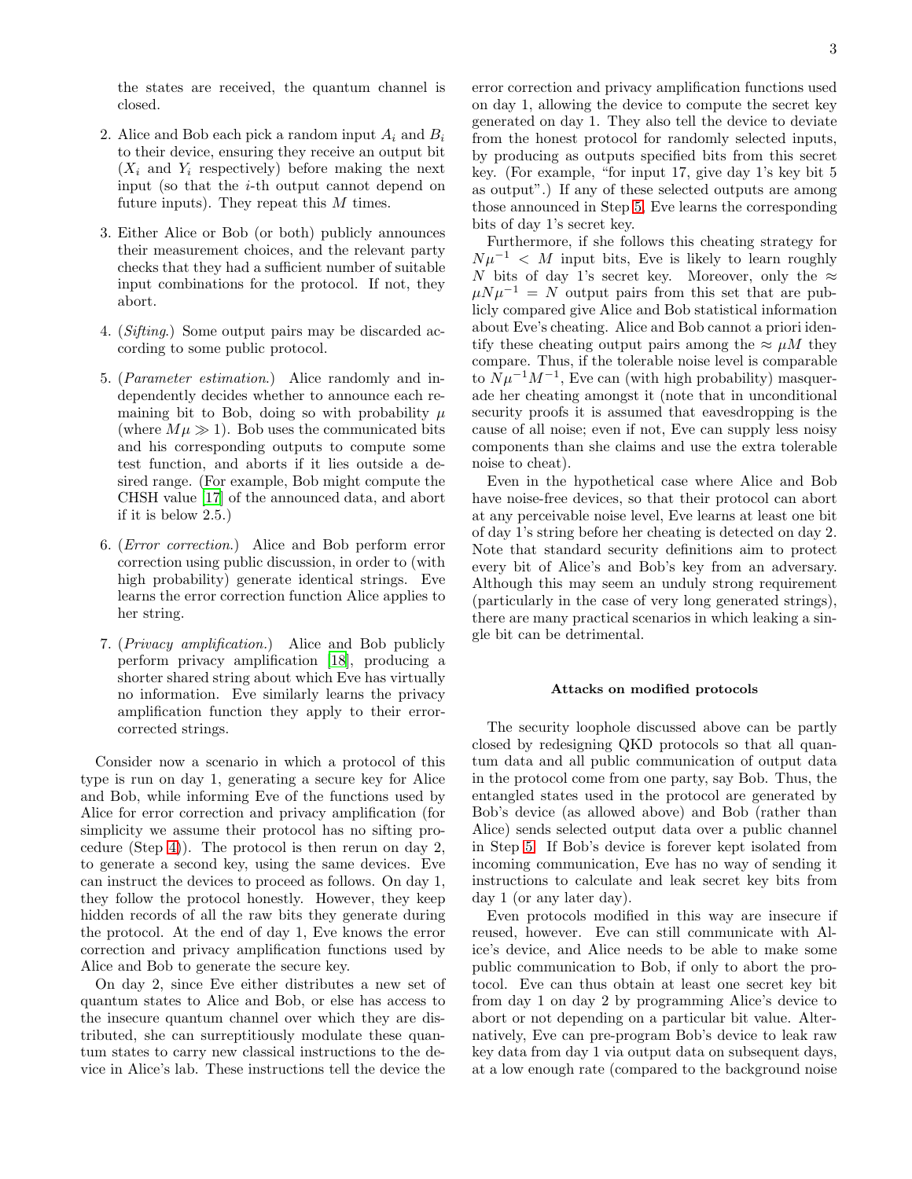the states are received, the quantum channel is closed.

2. Alice and Bob each pick a random input $A_i$ and $B_i$ to their device, ensuring they receive an output bit ($X_i$ and $Y_i$ respectively) before making the next input (so that the $i$-th output cannot depend on future inputs). They repeat this $M$ times.

3. Either Alice or Bob (or both) publicly announces their measurement choices, and the relevant party checks that they had a sufficient number of suitable input combinations for the protocol. If not, they abort.

4. (*Sifting.*) Some output pairs may be discarded according to some public protocol.

5. (*Parameter estimation.*) Alice randomly and independently decides whether to announce each remaining bit to Bob, doing so with probability $\mu$ (where $M\mu \gg 1$). Bob uses the communicated bits and his corresponding outputs to compute some test function, and aborts if it lies outside a desired range. (For example, Bob might compute the CHSH value [17] of the announced data, and abort if it is below 2.5.)

6. (*Error correction.*) Alice and Bob perform error correction using public discussion, in order to (with high probability) generate identical strings. Eve learns the error correction function Alice applies to her string.

7. (*Privacy amplification.*) Alice and Bob publicly perform privacy amplification [18], producing a shorter shared string about which Eve has virtually no information. Eve similarly learns the privacy amplification function they apply to their error-corrected strings.

Consider now a scenario in which a protocol of this type is run on day 1, generating a secure key for Alice and Bob, while informing Eve of the functions used by Alice for error correction and privacy amplification (for simplicity we assume their protocol has no sifting procedure (Step 4)). The protocol is then rerun on day 2, to generate a second key, using the same devices. Eve can instruct the devices to proceed as follows. On day 1, they follow the protocol honestly. However, they keep hidden records of all the raw bits they generate during the protocol. At the end of day 1, Eve knows the error correction and privacy amplification functions used by Alice and Bob to generate the secure key.

On day 2, since Eve either distributes a new set of quantum states to Alice and Bob, or else has access to the insecure quantum channel over which they are distributed, she can surreptitiously modulate these quantum states to carry new classical instructions to the device in Alice's lab. These instructions tell the device the error correction and privacy amplification functions used on day 1, allowing the device to compute the secret key generated on day 1. They also tell the device to deviate from the honest protocol for randomly selected inputs, by producing as outputs specified bits from this secret key. (For example, "for input 17, give day 1's key bit 5 as output".) If any of these selected outputs are among those announced in Step 5, Eve learns the corresponding bits of day 1's secret key.

Furthermore, if she follows this cheating strategy for $N\mu^{-1} < M$ input bits, Eve is likely to learn roughly $N$ bits of day 1's secret key. Moreover, only the $\approx \mu N \mu^{-1} = N$ output pairs from this set that are publicly compared give Alice and Bob statistical information about Eve's cheating. Alice and Bob cannot a priori identify these cheating output pairs among the $\approx \mu M$ they compare. Thus, if the tolerable noise level is comparable to $N\mu^{-1}M^{-1}$, Eve can (with high probability) masquerade her cheating amongst it (note that in unconditional security proofs it is assumed that eavesdropping is the cause of all noise; even if not, Eve can supply less noisy components than she claims and use the extra tolerable noise to cheat).

Even in the hypothetical case where Alice and Bob have noise-free devices, so that their protocol can abort at any perceivable noise level, Eve learns at least one bit of day 1's string before her cheating is detected on day 2. Note that standard security definitions aim to protect every bit of Alice's and Bob's key from an adversary. Although this may seem an unduly strong requirement (particularly in the case of very long generated strings), there are many practical scenarios in which leaking a single bit can be detrimental.

### Attacks on modified protocols

The security loophole discussed above can be partly closed by redesigning QKD protocols so that all quantum data and all public communication of output data in the protocol come from one party, say Bob. Thus, the entangled states used in the protocol are generated by Bob's device (as allowed above) and Bob (rather than Alice) sends selected output data over a public channel in Step 5. If Bob's device is forever kept isolated from incoming communication, Eve has no way of sending it instructions to calculate and leak secret key bits from day 1 (or any later day).

Even protocols modified in this way are insecure if reused, however. Eve can still communicate with Alice's device, and Alice needs to be able to make some public communication to Bob, if only to abort the protocol. Eve can thus obtain at least one secret key bit from day 1 on day 2 by programming Alice's device to abort or not depending on a particular bit value. Alternatively, Eve can pre-program Bob's device to leak raw key data from day 1 via output data on subsequent days, at a low enough rate (compared to the background noise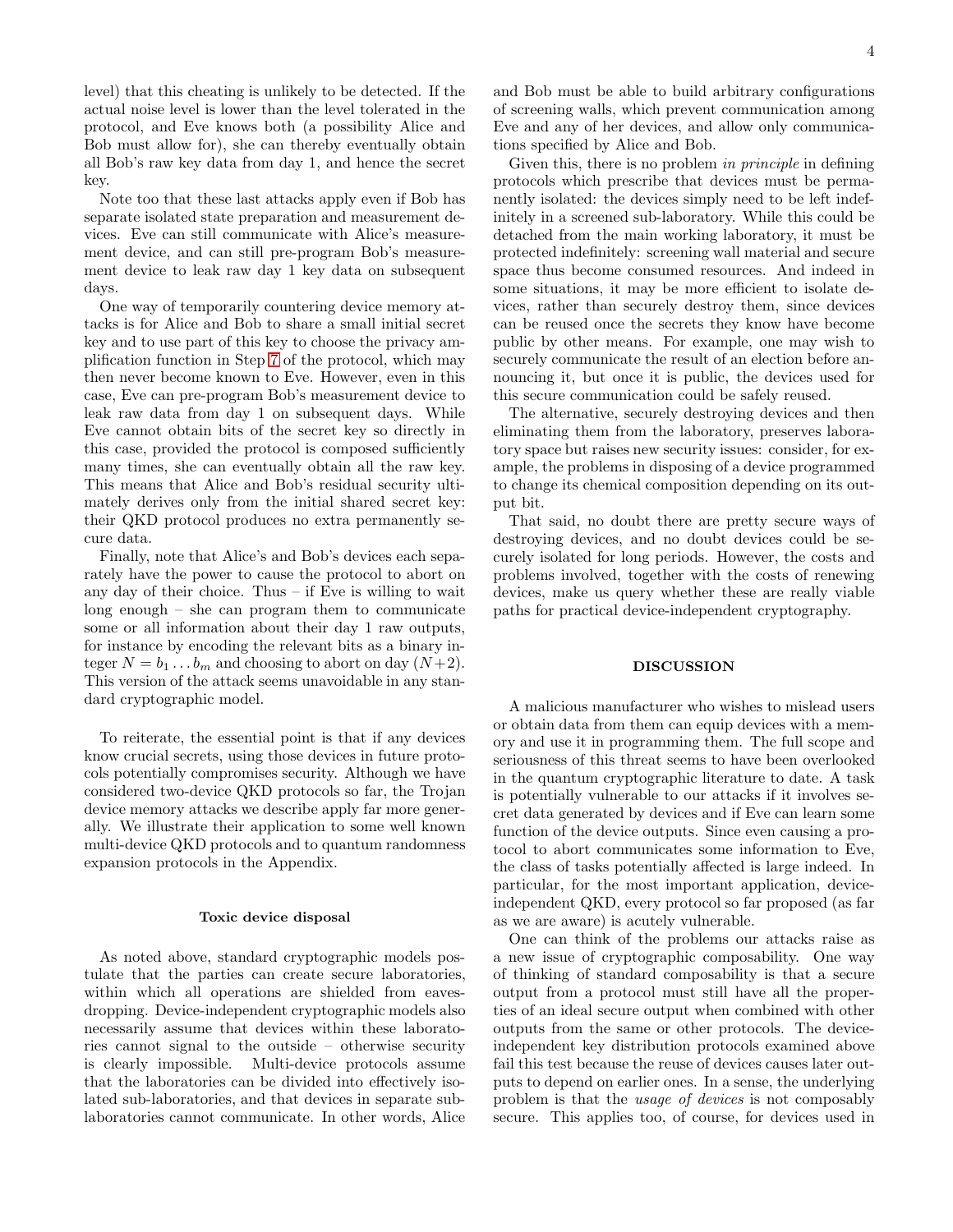level) that this cheating is unlikely to be detected. If the actual noise level is lower than the level tolerated in the protocol, and Eve knows both (a possibility Alice and Bob must allow for), she can thereby eventually obtain all Bob's raw key data from day 1, and hence the secret key.

Note too that these last attacks apply even if Bob has separate isolated state preparation and measurement devices. Eve can still communicate with Alice's measurement device, and can still pre-program Bob's measurement device to leak raw day 1 key data on subsequent days.

One way of temporarily countering device memory attacks is for Alice and Bob to share a small initial secret key and to use part of this key to choose the privacy amplification function in Step 7 of the protocol, which may then never become known to Eve. However, even in this case, Eve can pre-program Bob's measurement device to leak raw data from day 1 on subsequent days. While Eve cannot obtain bits of the secret key so directly in this case, provided the protocol is composed sufficiently many times, she can eventually obtain all the raw key. This means that Alice and Bob's residual security ultimately derives only from the initial shared secret key: their QKD protocol produces no extra permanently secure data.

Finally, note that Alice's and Bob's devices each separately have the power to cause the protocol to abort on any day of their choice. Thus – if Eve is willing to wait long enough – she can program them to communicate some or all information about their day 1 raw outputs, for instance by encoding the relevant bits as a binary integer $N = b_1 \dots b_m$ and choosing to abort on day $(N+2)$. This version of the attack seems unavoidable in any standard cryptographic model.

To reiterate, the essential point is that if any devices know crucial secrets, using those devices in future protocols potentially compromises security. Although we have considered two-device QKD protocols so far, the Trojan device memory attacks we describe apply far more generally. We illustrate their application to some well known multi-device QKD protocols and to quantum randomness expansion protocols in the Appendix.

### Toxic device disposal

As noted above, standard cryptographic models postulate that the parties can create secure laboratories, within which all operations are shielded from eavesdropping. Device-independent cryptographic models also necessarily assume that devices within these laboratories cannot signal to the outside – otherwise security is clearly impossible. Multi-device protocols assume that the laboratories can be divided into effectively isolated sub-laboratories, and that devices in separate sub-laboratories cannot communicate. In other words, Alice and Bob must be able to build arbitrary configurations of screening walls, which prevent communication among Eve and any of her devices, and allow only communications specified by Alice and Bob.

Given this, there is no problem *in principle* in defining protocols which prescribe that devices must be permanently isolated: the devices simply need to be left indefinitely in a screened sub-laboratory. While this could be detached from the main working laboratory, it must be protected indefinitely: screening wall material and secure space thus become consumed resources. And indeed in some situations, it may be more efficient to isolate devices, rather than securely destroy them, since devices can be reused once the secrets they know have become public by other means. For example, one may wish to securely communicate the result of an election before announcing it, but once it is public, the devices used for this secure communication could be safely reused.

The alternative, securely destroying devices and then eliminating them from the laboratory, preserves laboratory space but raises new security issues: consider, for example, the problems in disposing of a device programmed to change its chemical composition depending on its output bit.

That said, no doubt there are pretty secure ways of destroying devices, and no doubt devices could be securely isolated for long periods. However, the costs and problems involved, together with the costs of renewing devices, make us query whether these are really viable paths for practical device-independent cryptography.

## DISCUSSION

A malicious manufacturer who wishes to mislead users or obtain data from them can equip devices with a memory and use it in programming them. The full scope and seriousness of this threat seems to have been overlooked in the quantum cryptographic literature to date. A task is potentially vulnerable to our attacks if it involves secret data generated by devices and if Eve can learn some function of the device outputs. Since even causing a protocol to abort communicates some information to Eve, the class of tasks potentially affected is large indeed. In particular, for the most important application, device-independent QKD, every protocol so far proposed (as far as we are aware) is acutely vulnerable.

One can think of the problems our attacks raise as a new issue of cryptographic composability. One way of thinking of standard composability is that a secure output from a protocol must still have all the properties of an ideal secure output when combined with other outputs from the same or other protocols. The device-independent key distribution protocols examined above fail this test because the reuse of devices causes later outputs to depend on earlier ones. In a sense, the underlying problem is that the *usage of devices* is not composably secure. This applies too, of course, for devices used in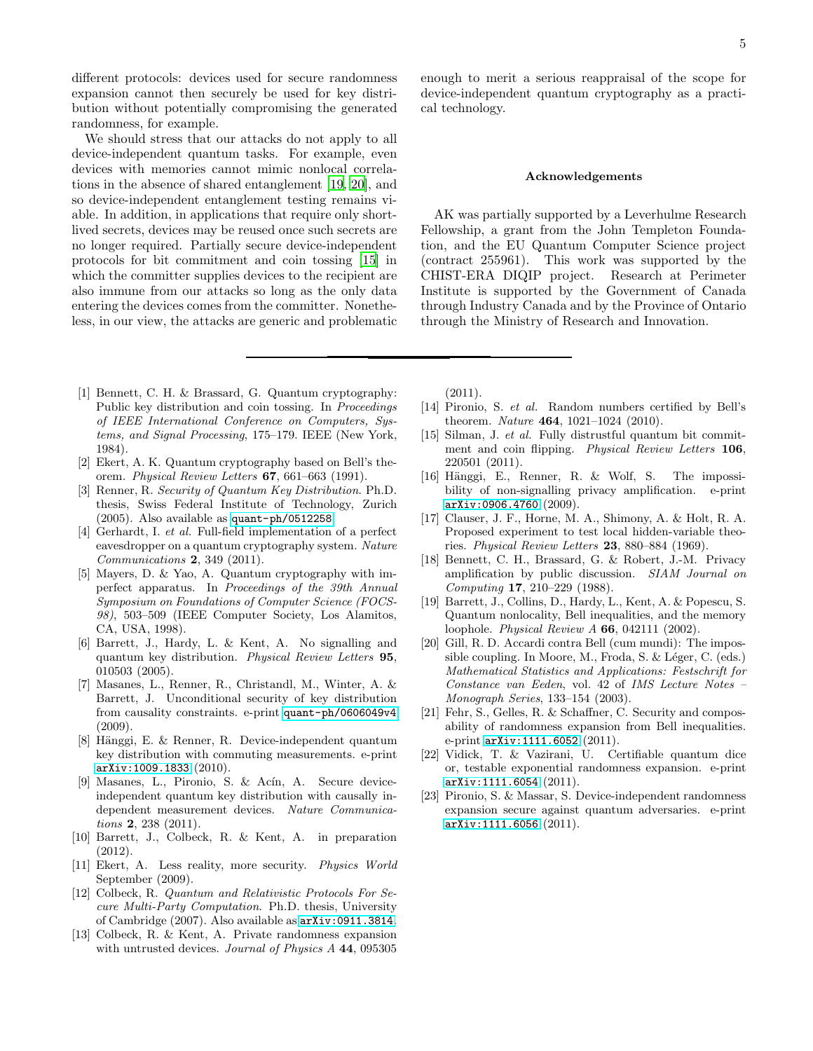different protocols: devices used for secure randomness expansion cannot then securely be used for key distribution without potentially compromising the generated randomness, for example.

We should stress that our attacks do not apply to all device-independent quantum tasks. For example, even devices with memories cannot mimic nonlocal correlations in the absence of shared entanglement [19, 20], and so device-independent entanglement testing remains viable. In addition, in applications that require only short-lived secrets, devices may be reused once such secrets are no longer required. Partially secure device-independent protocols for bit commitment and coin tossing [15] in which the committer supplies devices to the recipient are also immune from our attacks so long as the only data entering the devices comes from the committer. Nonetheless, in our view, the attacks are generic and problematic enough to merit a serious reappraisal of the scope for device-independent quantum cryptography as a practical technology.

## Acknowledgements

AK was partially supported by a Leverhulme Research Fellowship, a grant from the John Templeton Foundation, and the EU Quantum Computer Science project (contract 255961). This work was supported by the CHIST-ERA DIQIP project. Research at Perimeter Institute is supported by the Government of Canada through Industry Canada and by the Province of Ontario through the Ministry of Research and Innovation.

---

[1] Bennett, C. H. & Brassard, G. Quantum cryptography: Public key distribution and coin tossing. In *Proceedings of IEEE International Conference on Computers, Systems, and Signal Processing*, 175–179. IEEE (New York, 1984).

[2] Ekert, A. K. Quantum cryptography based on Bell's theorem. *Physical Review Letters* **67**, 661–663 (1991).

[3] Renner, R. *Security of Quantum Key Distribution*. Ph.D. thesis, Swiss Federal Institute of Technology, Zurich (2005). Also available as quant-ph/0512258.

[4] Gerhardt, I. *et al.* Full-field implementation of a perfect eavesdropper on a quantum cryptography system. *Nature Communications* **2**, 349 (2011).

[5] Mayers, D. & Yao, A. Quantum cryptography with imperfect apparatus. In *Proceedings of the 39th Annual Symposium on Foundations of Computer Science (FOCS-98)*, 503–509 (IEEE Computer Society, Los Alamitos, CA, USA, 1998).

[6] Barrett, J., Hardy, L. & Kent, A. No signalling and quantum key distribution. *Physical Review Letters* **95**, 010503 (2005).

[7] Masanes, L., Renner, R., Christandl, M., Winter, A. & Barrett, J. Unconditional security of key distribution from causality constraints. e-print quant-ph/0606049v4 (2009).

[8] Hänggi, E. & Renner, R. Device-independent quantum key distribution with commuting measurements. e-print arXiv:1009.1833 (2010).

[9] Masanes, L., Pironio, S. & Acín, A. Secure device-independent quantum key distribution with causally independent measurement devices. *Nature Communications* **2**, 238 (2011).

[10] Barrett, J., Colbeck, R. & Kent, A. in preparation (2012).

[11] Ekert, A. Less reality, more security. *Physics World* September (2009).

[12] Colbeck, R. *Quantum and Relativistic Protocols For Secure Multi-Party Computation*. Ph.D. thesis, University of Cambridge (2007). Also available as arXiv:0911.3814.

[13] Colbeck, R. & Kent, A. Private randomness expansion with untrusted devices. *Journal of Physics A* **44**, 095305 (2011).

[14] Pironio, S. *et al.* Random numbers certified by Bell's theorem. *Nature* **464**, 1021–1024 (2010).

[15] Silman, J. *et al.* Fully distrustful quantum bit commitment and coin flipping. *Physical Review Letters* **106**, 220501 (2011).

[16] Hänggi, E., Renner, R. & Wolf, S. The impossibility of non-signalling privacy amplification. e-print arXiv:0906.4760 (2009).

[17] Clauser, J. F., Horne, M. A., Shimony, A. & Holt, R. A. Proposed experiment to test local hidden-variable theories. *Physical Review Letters* **23**, 880–884 (1969).

[18] Bennett, C. H., Brassard, G. & Robert, J.-M. Privacy amplification by public discussion. *SIAM Journal on Computing* **17**, 210–229 (1988).

[19] Barrett, J., Collins, D., Hardy, L., Kent, A. & Popescu, S. Quantum nonlocality, Bell inequalities, and the memory loophole. *Physical Review A* **66**, 042111 (2002).

[20] Gill, R. D. Accardi contra Bell (cum mundi): The impossible coupling. In Moore, M., Froda, S. & Léger, C. (eds.) *Mathematical Statistics and Applications: Festschrift for Constance van Eeden*, vol. 42 of *IMS Lecture Notes – Monograph Series*, 133–154 (2003).

[21] Fehr, S., Gelles, R. & Schaffner, C. Security and composability of randomness expansion from Bell inequalities. e-print arXiv:1111.6052 (2011).

[22] Vidick, T. & Vazirani, U. Certifiable quantum dice or, testable exponential randomness expansion. e-print arXiv:1111.6054 (2011).

[23] Pironio, S. & Massar, S. Device-independent randomness expansion secure against quantum adversaries. e-print arXiv:1111.6056 (2011).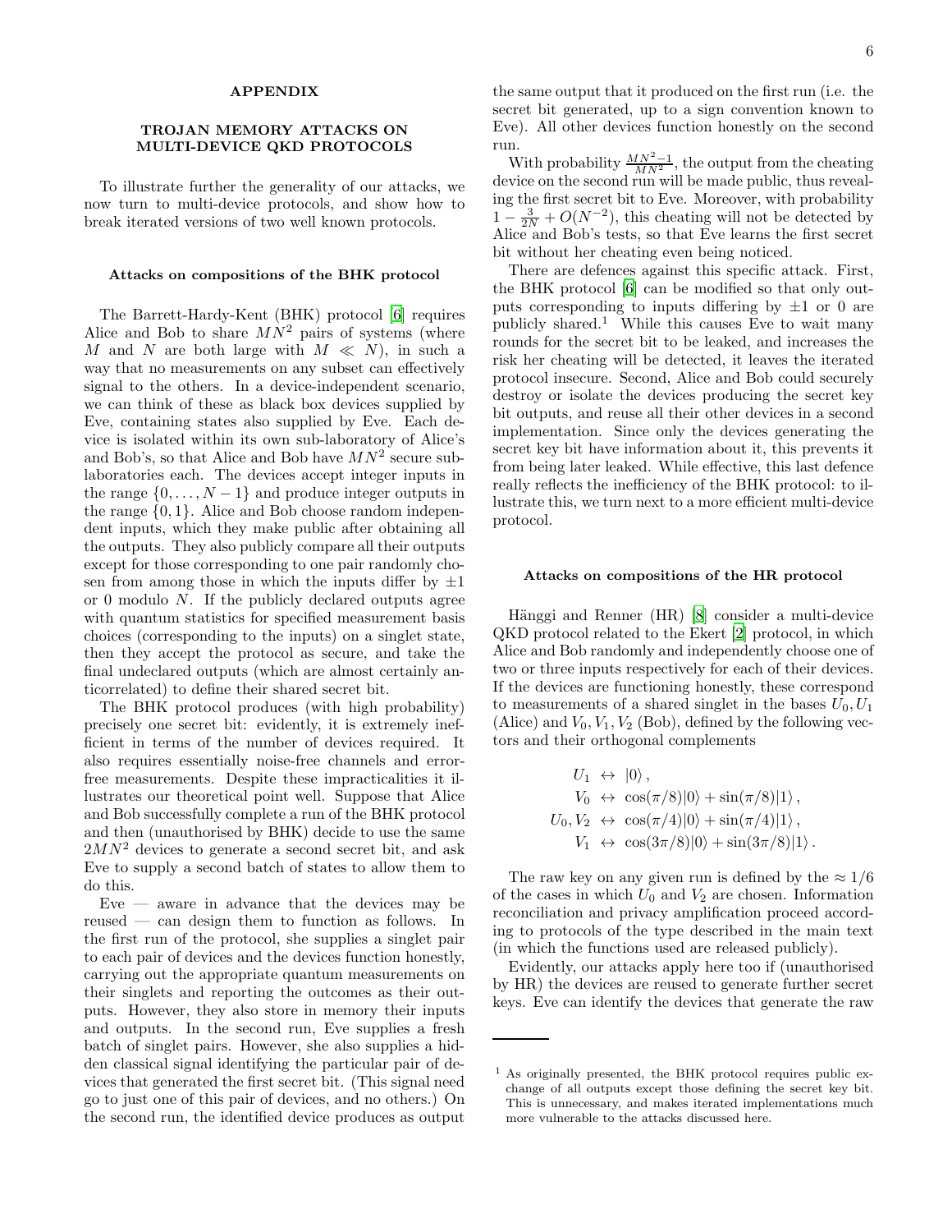## APPENDIX

## TROJAN MEMORY ATTACKS ON MULTI-DEVICE QKD PROTOCOLS

To illustrate further the generality of our attacks, we now turn to multi-device protocols, and show how to break iterated versions of two well known protocols.

### Attacks on compositions of the BHK protocol

The Barrett-Hardy-Kent (BHK) protocol [6] requires Alice and Bob to share $MN^2$ pairs of systems (where $M$ and $N$ are both large with $M \ll N$), in such a way that no measurements on any subset can effectively signal to the others. In a device-independent scenario, we can think of these as black box devices supplied by Eve, containing states also supplied by Eve. Each device is isolated within its own sub-laboratory of Alice's and Bob's, so that Alice and Bob have $MN^2$ secure sub-laboratories each. The devices accept integer inputs in the range $\{0, \ldots, N-1\}$ and produce integer outputs in the range $\{0, 1\}$. Alice and Bob choose random independent inputs, which they make public after obtaining all the outputs. They also publicly compare all their outputs except for those corresponding to one pair randomly chosen from among those in which the inputs differ by $\pm 1$ or 0 modulo $N$. If the publicly declared outputs agree with quantum statistics for specified measurement basis choices (corresponding to the inputs) on a singlet state, then they accept the protocol as secure, and take the final undeclared outputs (which are almost certainly anticorrelated) to define their shared secret bit.

The BHK protocol produces (with high probability) precisely one secret bit: evidently, it is extremely inefficient in terms of the number of devices required. It also requires essentially noise-free channels and error-free measurements. Despite these impracticalities it illustrates our theoretical point well. Suppose that Alice and Bob successfully complete a run of the BHK protocol and then (unauthorised by BHK) decide to use the same $2MN^2$ devices to generate a second secret bit, and ask Eve to supply a second batch of states to allow them to do this.

Eve — aware in advance that the devices may be reused — can design them to function as follows. In the first run of the protocol, she supplies a singlet pair to each pair of devices and the devices function honestly, carrying out the appropriate quantum measurements on their singlets and reporting the outcomes as their outputs. However, they also store in memory their inputs and outputs. In the second run, Eve supplies a fresh batch of singlet pairs. However, she also supplies a hidden classical signal identifying the particular pair of devices that generated the first secret bit. (This signal need go to just one of this pair of devices, and no others.) On the second run, the identified device produces as output the same output that it produced on the first run (i.e. the secret bit generated, up to a sign convention known to Eve). All other devices function honestly on the second run.

With probability $\frac{MN^2-1}{MN^2}$, the output from the cheating device on the second run will be made public, thus revealing the first secret bit to Eve. Moreover, with probability $1 - \frac{3}{2N} + O(N^{-2})$, this cheating will not be detected by Alice and Bob's tests, so that Eve learns the first secret bit without her cheating even being noticed.

There are defences against this specific attack. First, the BHK protocol [6] can be modified so that only outputs corresponding to inputs differing by $\pm 1$ or 0 are publicly shared.[1] While this causes Eve to wait many rounds for the secret bit to be leaked, and increases the risk her cheating will be detected, it leaves the iterated protocol insecure. Second, Alice and Bob could securely destroy or isolate the devices producing the secret key bit outputs, and reuse all their other devices in a second implementation. Since only the devices generating the secret key bit have information about it, this prevents it from being later leaked. While effective, this last defence really reflects the inefficiency of the BHK protocol: to illustrate this, we turn next to a more efficient multi-device protocol.

### Attacks on compositions of the HR protocol

Hänggi and Renner (HR) [8] consider a multi-device QKD protocol related to the Ekert [2] protocol, in which Alice and Bob randomly and independently choose one of two or three inputs respectively for each of their devices. If the devices are functioning honestly, these correspond to measurements of a shared singlet in the bases $U_0, U_1$ (Alice) and $V_0, V_1, V_2$ (Bob), defined by the following vectors and their orthogonal complements

$$
\begin{aligned}
U_1 &\leftrightarrow |0\rangle\,, \\
V_0 &\leftrightarrow \cos(\pi/8)|0\rangle + \sin(\pi/8)|1\rangle\,, \\
U_0, V_2 &\leftrightarrow \cos(\pi/4)|0\rangle + \sin(\pi/4)|1\rangle\,, \\
V_1 &\leftrightarrow \cos(3\pi/8)|0\rangle + \sin(3\pi/8)|1\rangle\,.
\end{aligned}
$$

The raw key on any given run is defined by the $\approx 1/6$ of the cases in which $U_0$ and $V_2$ are chosen. Information reconciliation and privacy amplification proceed according to protocols of the type described in the main text (in which the functions used are released publicly).

Evidently, our attacks apply here too if (unauthorised by HR) the devices are reused to generate further secret keys. Eve can identify the devices that generate the raw

[1] As originally presented, the BHK protocol requires public exchange of all outputs except those defining the secret key bit. This is unnecessary, and makes iterated implementations much more vulnerable to the attacks discussed here.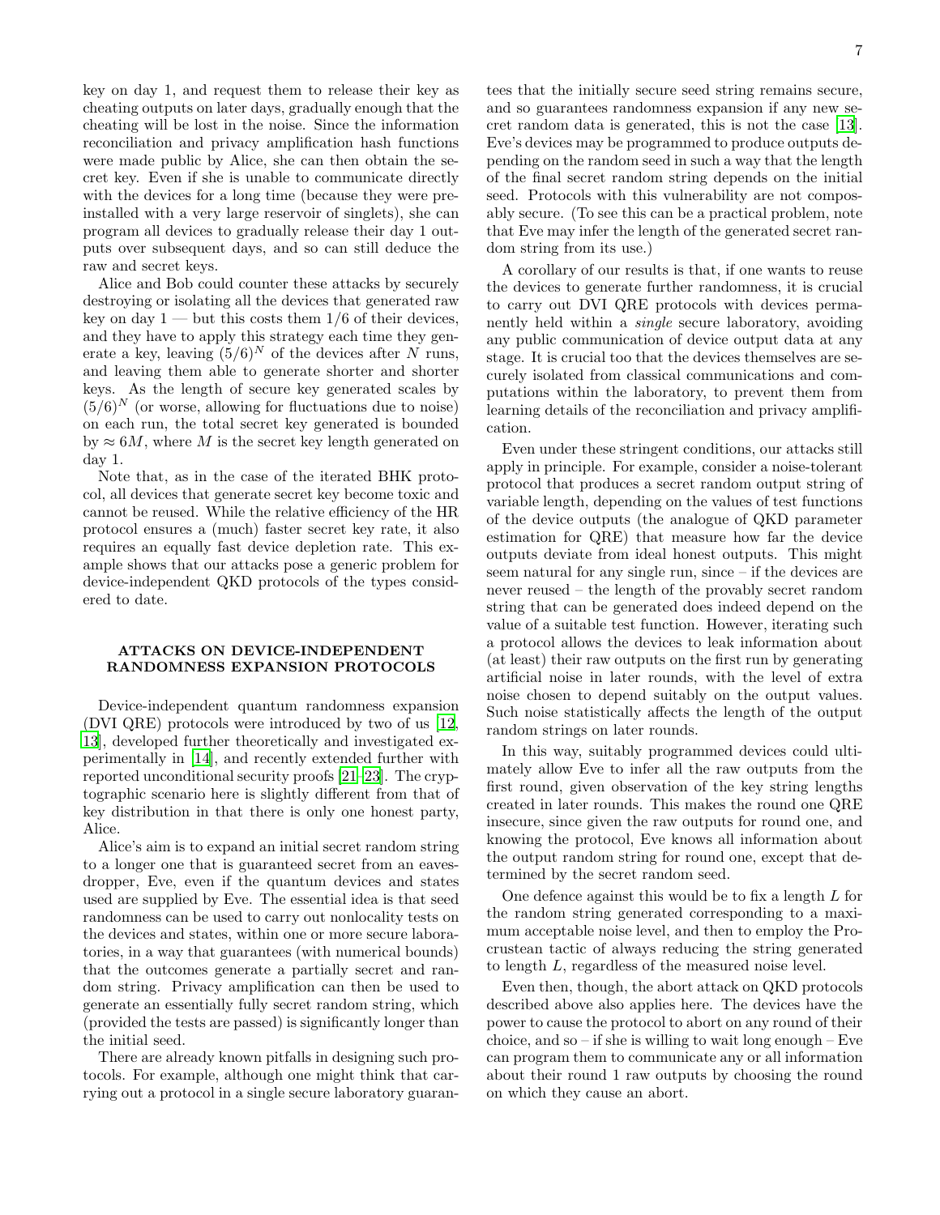key on day 1, and request them to release their key as cheating outputs on later days, gradually enough that the cheating will be lost in the noise. Since the information reconciliation and privacy amplification hash functions were made public by Alice, she can then obtain the secret key. Even if she is unable to communicate directly with the devices for a long time (because they were preinstalled with a very large reservoir of singlets), she can program all devices to gradually release their day 1 outputs over subsequent days, and so can still deduce the raw and secret keys.

Alice and Bob could counter these attacks by securely destroying or isolating all the devices that generated raw key on day 1 — but this costs them 1/6 of their devices, and they have to apply this strategy each time they generate a key, leaving $(5/6)^N$ of the devices after $N$ runs, and leaving them able to generate shorter and shorter keys. As the length of secure key generated scales by $(5/6)^N$ (or worse, allowing for fluctuations due to noise) on each run, the total secret key generated is bounded by $\approx 6M$, where $M$ is the secret key length generated on day 1.

Note that, as in the case of the iterated BHK protocol, all devices that generate secret key become toxic and cannot be reused. While the relative efficiency of the HR protocol ensures a (much) faster secret key rate, it also requires an equally fast device depletion rate. This example shows that our attacks pose a generic problem for device-independent QKD protocols of the types considered to date.

## ATTACKS ON DEVICE-INDEPENDENT RANDOMNESS EXPANSION PROTOCOLS

Device-independent quantum randomness expansion (DVI QRE) protocols were introduced by two of us [12, 13], developed further theoretically and investigated experimentally in [14], and recently extended further with reported unconditional security proofs [21–23]. The cryptographic scenario here is slightly different from that of key distribution in that there is only one honest party, Alice.

Alice's aim is to expand an initial secret random string to a longer one that is guaranteed secret from an eavesdropper, Eve, even if the quantum devices and states used are supplied by Eve. The essential idea is that seed randomness can be used to carry out nonlocality tests on the devices and states, within one or more secure laboratories, in a way that guarantees (with numerical bounds) that the outcomes generate a partially secret and random string. Privacy amplification can then be used to generate an essentially fully secret random string, which (provided the tests are passed) is significantly longer than the initial seed.

There are already known pitfalls in designing such protocols. For example, although one might think that carrying out a protocol in a single secure laboratory guarantees that the initially secure seed string remains secure, and so guarantees randomness expansion if any new secret random data is generated, this is not the case [13]. Eve's devices may be programmed to produce outputs depending on the random seed in such a way that the length of the final secret random string depends on the initial seed. Protocols with this vulnerability are not composably secure. (To see this can be a practical problem, note that Eve may infer the length of the generated secret random string from its use.)

A corollary of our results is that, if one wants to reuse the devices to generate further randomness, it is crucial to carry out DVI QRE protocols with devices permanently held within a *single* secure laboratory, avoiding any public communication of device output data at any stage. It is crucial too that the devices themselves are securely isolated from classical communications and computations within the laboratory, to prevent them from learning details of the reconciliation and privacy amplification.

Even under these stringent conditions, our attacks still apply in principle. For example, consider a noise-tolerant protocol that produces a secret random output string of variable length, depending on the values of test functions of the device outputs (the analogue of QKD parameter estimation for QRE) that measure how far the device outputs deviate from ideal honest outputs. This might seem natural for any single run, since – if the devices are never reused – the length of the provably secret random string that can be generated does indeed depend on the value of a suitable test function. However, iterating such a protocol allows the devices to leak information about (at least) their raw outputs on the first run by generating artificial noise in later rounds, with the level of extra noise chosen to depend suitably on the output values. Such noise statistically affects the length of the output random strings on later rounds.

In this way, suitably programmed devices could ultimately allow Eve to infer all the raw outputs from the first round, given observation of the key string lengths created in later rounds. This makes the round one QRE insecure, since given the raw outputs for round one, and knowing the protocol, Eve knows all information about the output random string for round one, except that determined by the secret random seed.

One defence against this would be to fix a length $L$ for the random string generated corresponding to a maximum acceptable noise level, and then to employ the Procrustean tactic of always reducing the string generated to length $L$, regardless of the measured noise level.

Even then, though, the abort attack on QKD protocols described above also applies here. The devices have the power to cause the protocol to abort on any round of their choice, and so – if she is willing to wait long enough – Eve can program them to communicate any or all information about their round 1 raw outputs by choosing the round on which they cause an abort.